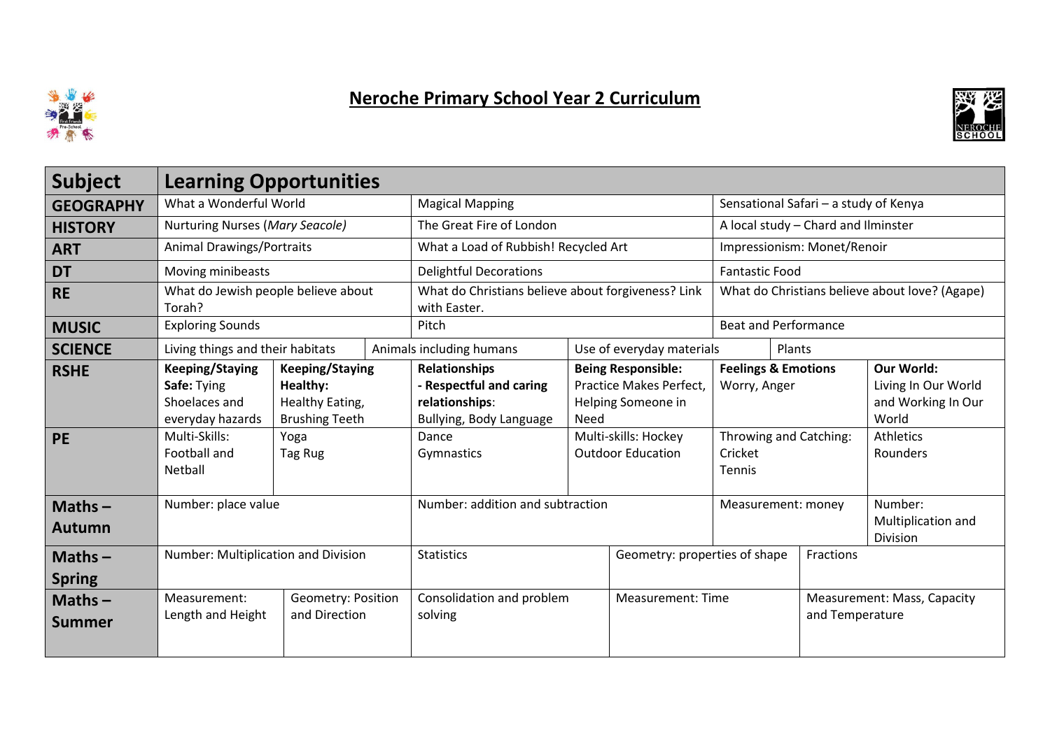# Neroche Primary School Year 2 Curriculum

| Subject | Learning Opportunities | | | | | |
|---|---|---|---|---|---|---|
| **GEOGRAPHY** | What a Wonderful World | | Magical Mapping | | Sensational Safari – a study of Kenya | |
| **HISTORY** | Nurturing Nurses (*Mary Seacole)* | | The Great Fire of London | | A local study – Chard and Ilminster | |
| **ART** | Animal Drawings/Portraits | | What a Load of Rubbish! Recycled Art | | Impressionism: Monet/Renoir | |
| **DT** | Moving minibeasts | | Delightful Decorations | | Fantastic Food | |
| **RE** | What do Jewish people believe about Torah? | | What do Christians believe about forgiveness? Link with Easter. | | What do Christians believe about love? (Agape) | |
| **MUSIC** | Exploring Sounds | | Pitch | | Beat and Performance | |
| **SCIENCE** | Living things and their habitats | Animals including humans | | Use of everyday materials | Plants | |
| **RSHE** | **Keeping/Staying Safe:** Tying Shoelaces and everyday hazards | **Keeping/Staying Healthy:** Healthy Eating, Brushing Teeth | **Relationships - Respectful and caring relationships**: Bullying, Body Language | **Being Responsible:** Practice Makes Perfect, Helping Someone in Need | **Feelings & Emotions** Worry, Anger | **Our World:** Living In Our World and Working In Our World |
| **PE** | Multi-Skills: Football and Netball | Yoga Tag Rug | Dance Gymnastics | Multi-skills: Hockey Outdoor Education | Throwing and Catching: Cricket Tennis | Athletics Rounders |
| **Maths – Autumn** | Number: place value | | Number: addition and subtraction | | Measurement: money | Number: Multiplication and Division |
| **Maths – Spring** | Number: Multiplication and Division | | Statistics | Geometry: properties of shape | Fractions | |
| **Maths – Summer** | Measurement: Length and Height | Geometry: Position and Direction | Consolidation and problem solving | Measurement: Time | Measurement: Mass, Capacity and Temperature | |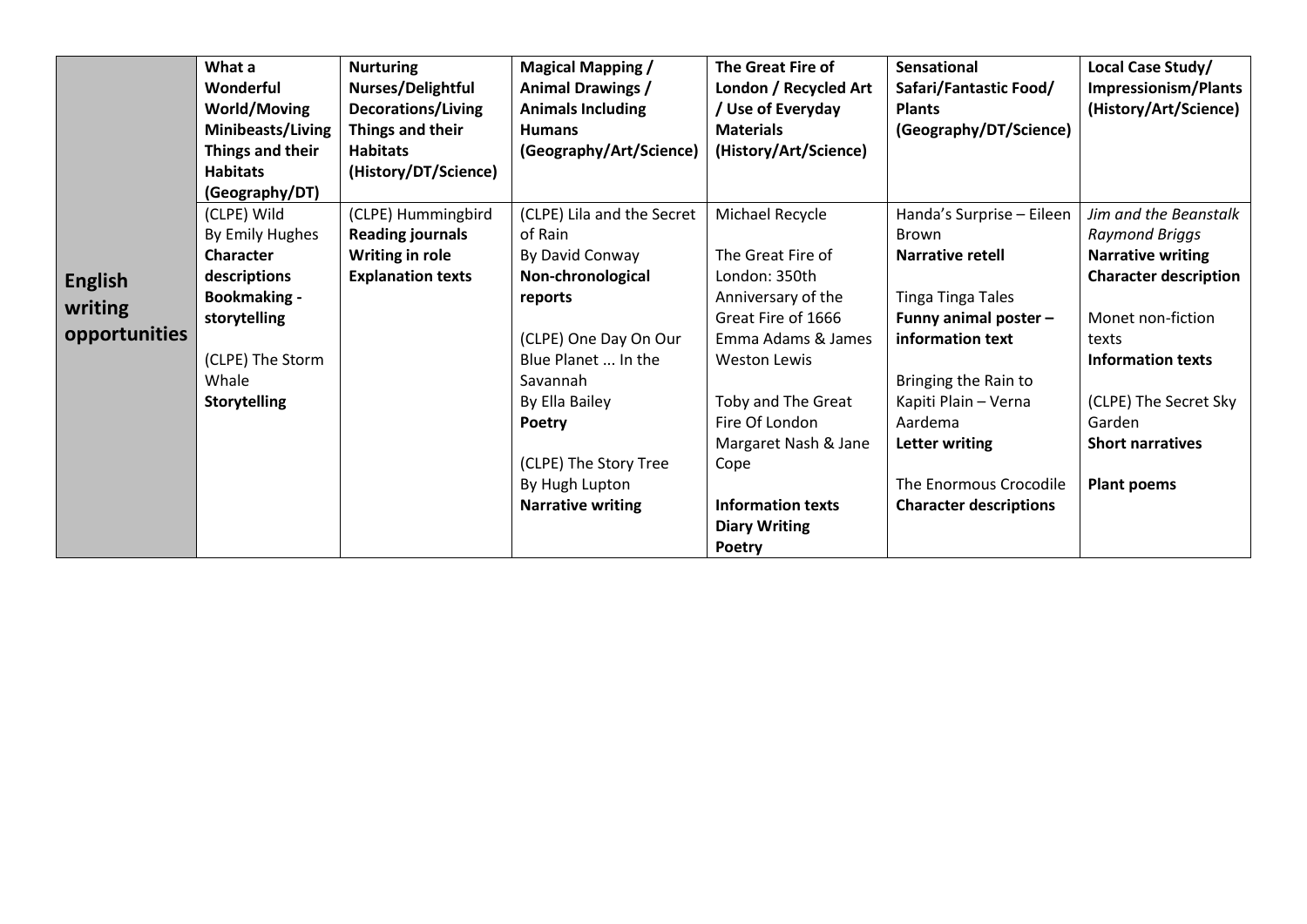| | What a Wonderful World/Moving Minibeasts/Living Things and their Habitats (Geography/DT) | Nurturing Nurses/Delightful Decorations/Living Things and their Habitats (History/DT/Science) | Magical Mapping / Animal Drawings / Animals Including Humans (Geography/Art/Science) | The Great Fire of London / Recycled Art / Use of Everyday Materials (History/Art/Science) | Sensational Safari/Fantastic Food/ Plants (Geography/DT/Science) | Local Case Study/ Impressionism/Plants (History/Art/Science) |
|---|---|---|---|---|---|---|
| **English writing opportunities** | (CLPE) Wild<br>By Emily Hughes<br>**Character descriptions**<br>**Bookmaking - storytelling**<br><br>(CLPE) The Storm Whale<br>**Storytelling** | (CLPE) Hummingbird<br>**Reading journals**<br>**Writing in role**<br>**Explanation texts** | (CLPE) Lila and the Secret of Rain<br>By David Conway<br>**Non-chronological reports**<br><br>(CLPE) One Day On Our Blue Planet ... In the Savannah<br>By Ella Bailey<br>**Poetry**<br><br>(CLPE) The Story Tree<br>By Hugh Lupton<br>**Narrative writing** | Michael Recycle<br><br>The Great Fire of London: 350th Anniversary of the Great Fire of 1666<br>Emma Adams & James Weston Lewis<br><br>Toby and The Great Fire Of London<br>Margaret Nash & Jane Cope<br><br>**Information texts**<br>**Diary Writing**<br>**Poetry** | Handa's Surprise – Eileen Brown<br>**Narrative retell**<br><br>Tinga Tinga Tales<br>**Funny animal poster – information text**<br><br>Bringing the Rain to Kapiti Plain – Verna Aardema<br>**Letter writing**<br><br>The Enormous Crocodile<br>**Character descriptions** | *Jim and the Beanstalk*<br>*Raymond Briggs*<br>**Narrative writing**<br>**Character description**<br><br>Monet non-fiction texts<br>**Information texts**<br><br>(CLPE) The Secret Sky Garden<br>**Short narratives**<br><br>**Plant poems** |